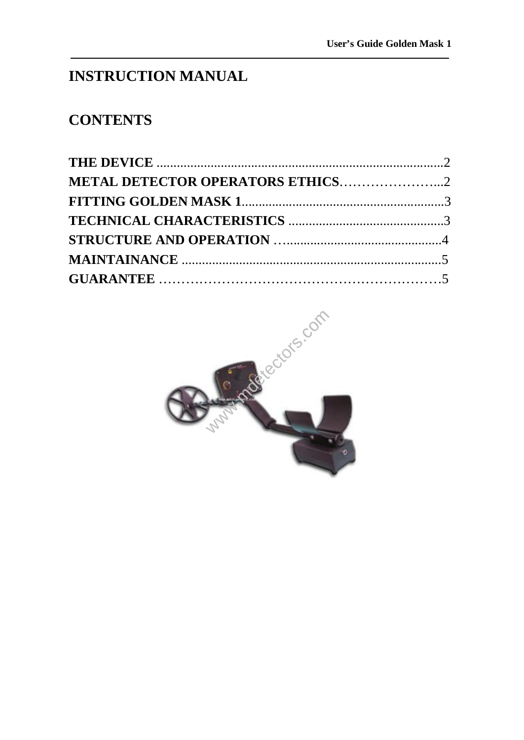# INSTRUCTION MANUAL

## CONTENTS

**THE DEVICE** ....................................................................................2
**METAL DETECTOR OPERATORS ETHICS**…………………...2
**FITTING GOLDEN MASK 1**...........................................................3
**TECHNICAL CHARACTERISTICS** .............................................3
**STRUCTURE AND OPERATION** …..............................................4
**MAINTAINANCE** ............................................................................5
**GUARANTEE** ……………………………………………………….5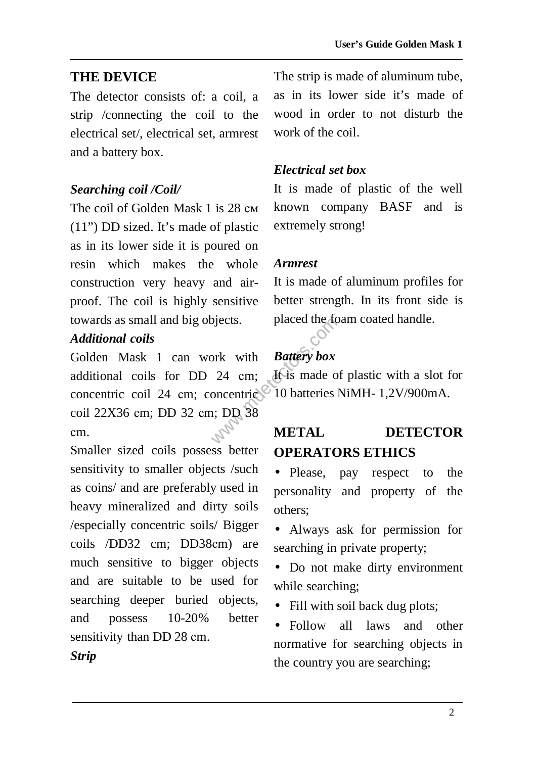## THE DEVICE

The detector consists of: a coil, a strip /connecting the coil to the electrical set/, electrical set, armrest and a battery box.

***Searching coil /Coil/***

The coil of Golden Mask 1 is 28 см (11”) DD sized. It’s made of plastic as in its lower side it is poured on resin which makes the whole construction very heavy and air-proof. The coil is highly sensitive towards as small and big objects.

***Additional coils***

Golden Mask 1 can work with additional coils for DD 24 cm; concentric coil 24 cm; concentric coil 22X36 cm; DD 32 cm; DD 38 cm.

Smaller sized coils possess better sensitivity to smaller objects /such as coins/ and are preferably used in heavy mineralized and dirty soils /especially concentric soils/ Bigger coils /DD32 cm; DD38cm) are much sensitive to bigger objects and are suitable to be used for searching deeper buried objects, and possess 10-20% better sensitivity than DD 28 cm.

***Strip***

The strip is made of aluminum tube, as in its lower side it’s made of wood in order to not disturb the work of the coil.

***Electrical set box***

It is made of plastic of the well known company BASF and is extremely strong!

***Armrest***

It is made of aluminum profiles for better strength. In its front side is placed the foam coated handle.

***Battery box***

It is made of plastic with a slot for 10 batteries NiMH- 1,2V/900mA.

## METAL DETECTOR OPERATORS ETHICS

- Please, pay respect to the personality and property of the others;
- Always ask for permission for searching in private property;
- Do not make dirty environment while searching;
- Fill with soil back dug plots;
- Follow all laws and other normative for searching objects in the country you are searching;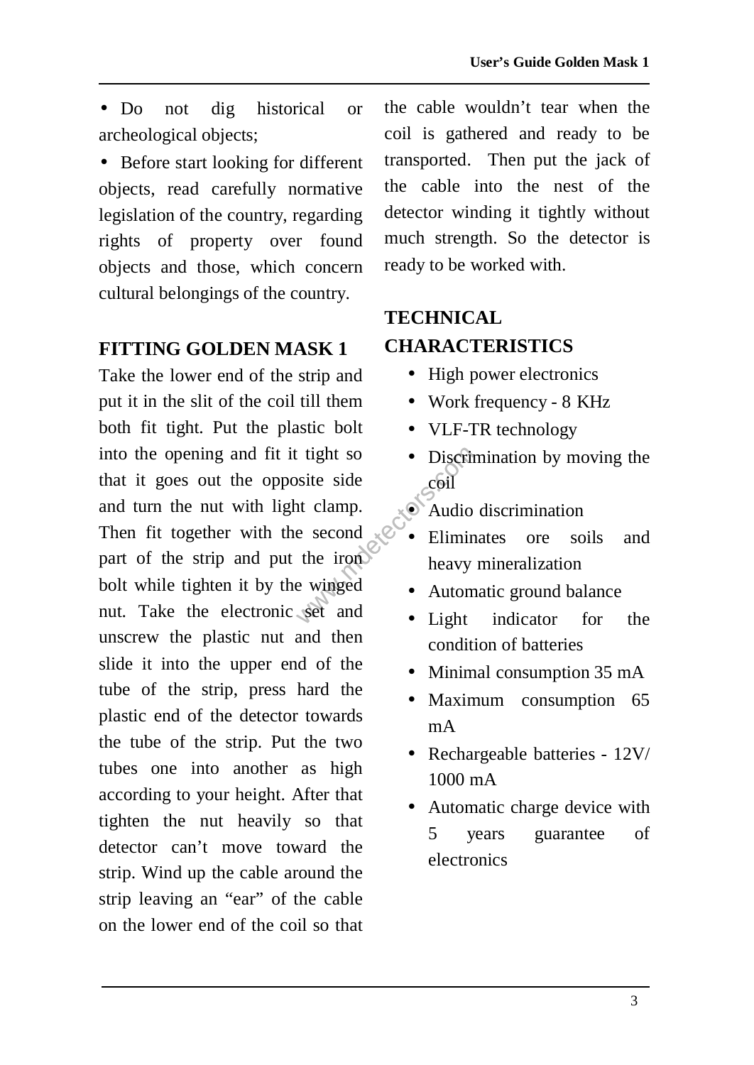- Do not dig historical or archeological objects;
- Before start looking for different objects, read carefully normative legislation of the country, regarding rights of property over found objects and those, which concern cultural belongings of the country.

## FITTING GOLDEN MASK 1

Take the lower end of the strip and put it in the slit of the coil till them both fit tight. Put the plastic bolt into the opening and fit it tight so that it goes out the opposite side and turn the nut with light clamp. Then fit together with the second part of the strip and put the iron bolt while tighten it by the winged nut. Take the electronic set and unscrew the plastic nut and then slide it into the upper end of the tube of the strip, press hard the plastic end of the detector towards the tube of the strip. Put the two tubes one into another as high according to your height. After that tighten the nut heavily so that detector can't move toward the strip. Wind up the cable around the strip leaving an "ear" of the cable on the lower end of the coil so that the cable wouldn't tear when the coil is gathered and ready to be transported. Then put the jack of the cable into the nest of the detector winding it tightly without much strength. So the detector is ready to be worked with.

## TECHNICAL CHARACTERISTICS

- High power electronics
- Work frequency - 8 KHz
- VLF-TR technology
- Discrimination by moving the coil
- Audio discrimination
- Eliminates ore soils and heavy mineralization
- Automatic ground balance
- Light indicator for the condition of batteries
- Minimal consumption 35 mA
- Maximum consumption 65 mA
- Rechargeable batteries - 12V/ 1000 mA
- Automatic charge device with 5 years guarantee of electronics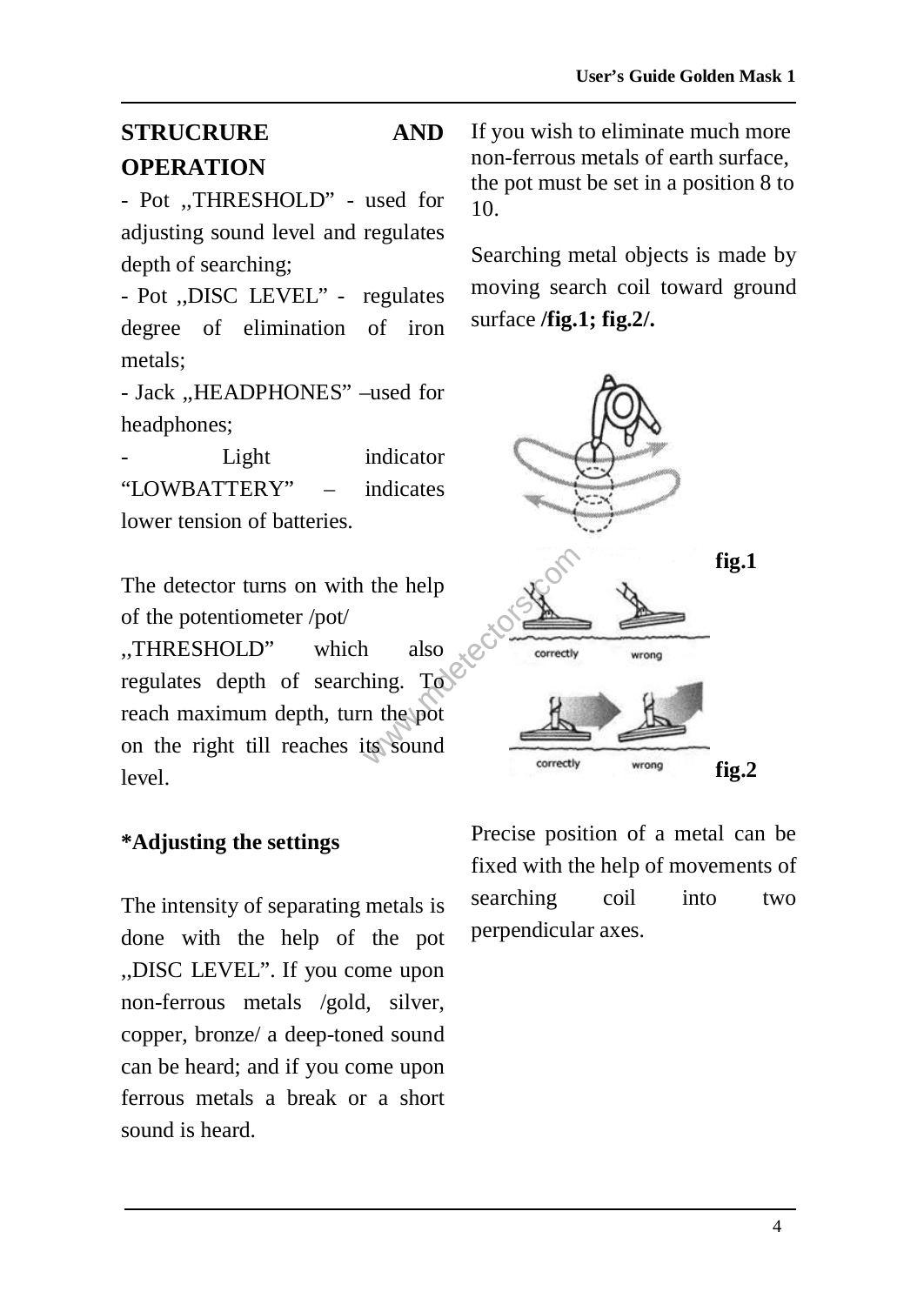## STRUCRURE AND OPERATION

- Pot „THRESHOLD" - used for adjusting sound level and regulates depth of searching;
- Pot „DISC LEVEL" - regulates degree of elimination of iron metals;
- Jack „HEADPHONES" –used for headphones;
- Light indicator "LOWBATTERY" – indicates lower tension of batteries.

The detector turns on with the help of the potentiometer /pot/ „THRESHOLD" which also regulates depth of searching. To reach maximum depth, turn the pot on the right till reaches its sound level.

**\*Adjusting the settings**

The intensity of separating metals is done with the help of the pot „DISC LEVEL". If you come upon non-ferrous metals /gold, silver, copper, bronze/ a deep-toned sound can be heard; and if you come upon ferrous metals a break or a short sound is heard.

If you wish to eliminate much more non-ferrous metals of earth surface, the pot must be set in a position 8 to 10.

Searching metal objects is made by moving search coil toward ground surface **/fig.1; fig.2/.**

**fig.1**

correctly wrong

correctly wrong

**fig.2**

Precise position of a metal can be fixed with the help of movements of searching coil into two perpendicular axes.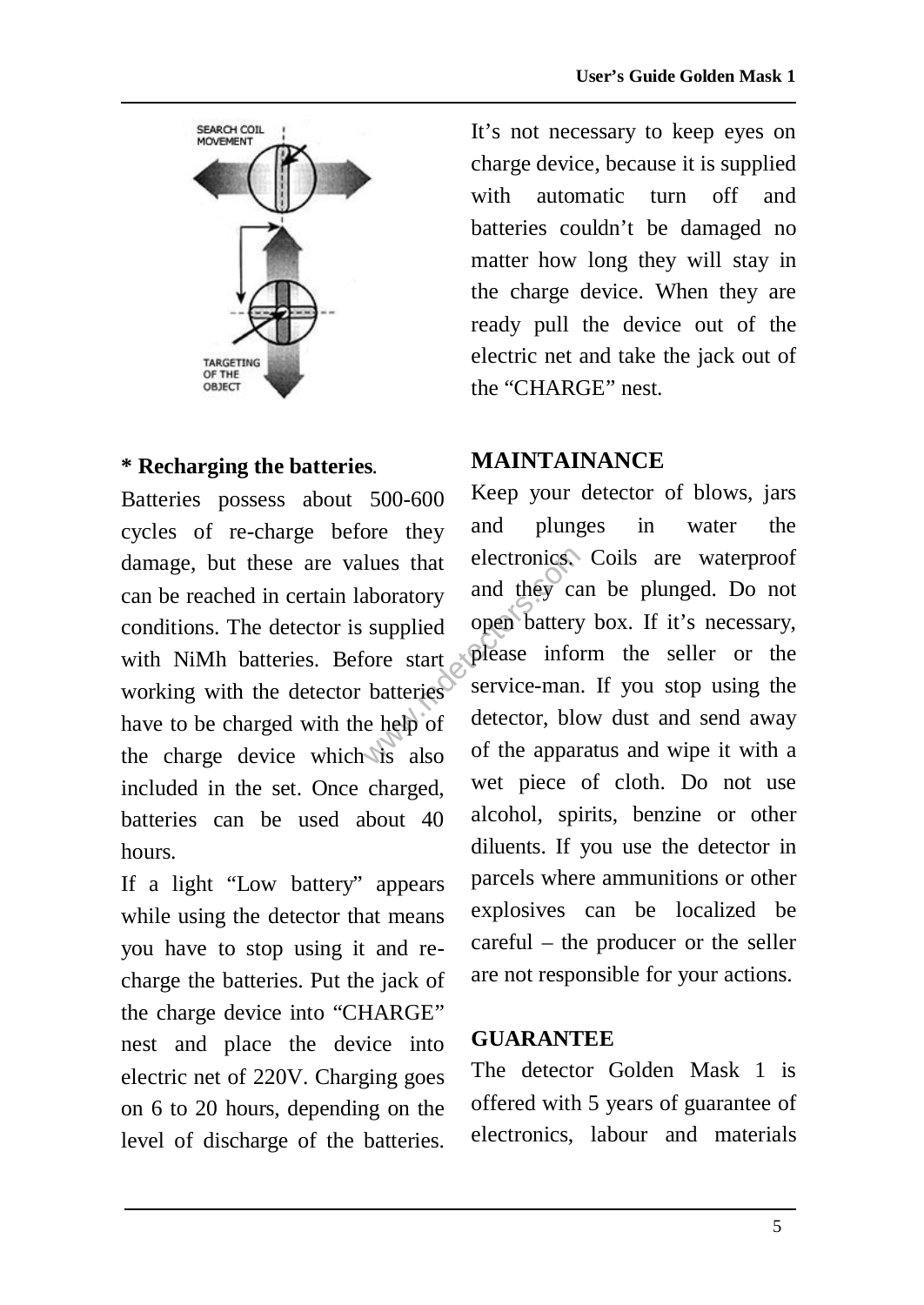It’s not necessary to keep eyes on charge device, because it is supplied with automatic turn off and batteries couldn’t be damaged no matter how long they will stay in the charge device. When they are ready pull the device out of the electric net and take the jack out of the “CHARGE” nest.

**\* Recharging the batteries.**

Batteries possess about 500-600 cycles of re-charge before they damage, but these are values that can be reached in certain laboratory conditions. The detector is supplied with NiMh batteries. Before start working with the detector batteries have to be charged with the help of the charge device which is also included in the set. Once charged, batteries can be used about 40 hours.

If a light “Low battery” appears while using the detector that means you have to stop using it and re-charge the batteries. Put the jack of the charge device into “CHARGE” nest and place the device into electric net of 220V. Charging goes on 6 to 20 hours, depending on the level of discharge of the batteries.

## MAINTAINANCE

Keep your detector of blows, jars and plunges in water the electronics. Coils are waterproof and they can be plunged. Do not open battery box. If it’s necessary, please inform the seller or the service-man. If you stop using the detector, blow dust and send away of the apparatus and wipe it with a wet piece of cloth. Do not use alcohol, spirits, benzine or other diluents. If you use the detector in parcels where ammunitions or other explosives can be localized be careful – the producer or the seller are not responsible for your actions.

## GUARANTEE

The detector Golden Mask 1 is offered with 5 years of guarantee of electronics, labour and materials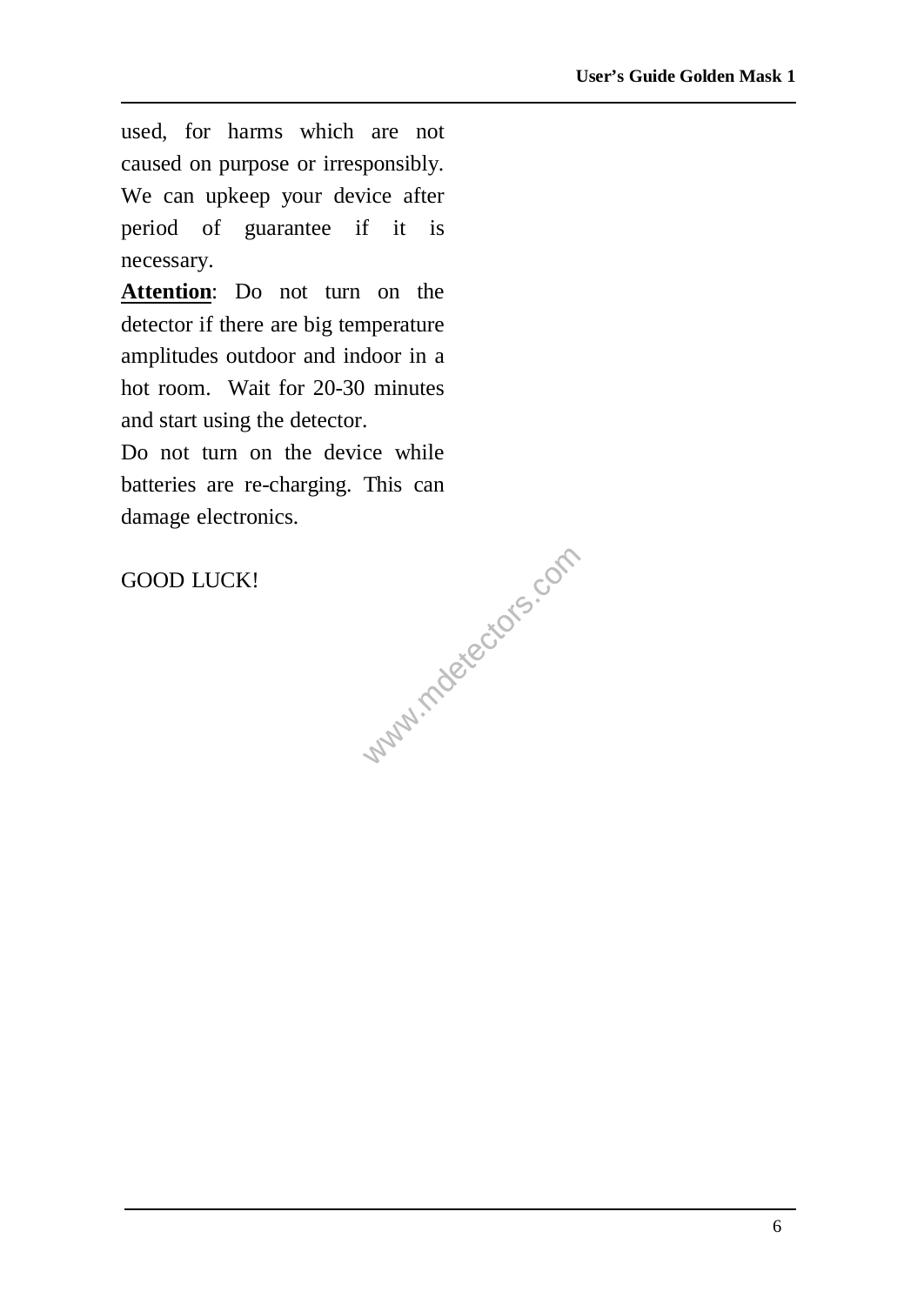used, for harms which are not caused on purpose or irresponsibly. We can upkeep your device after period of guarantee if it is necessary.

**Attention**: Do not turn on the detector if there are big temperature amplitudes outdoor and indoor in a hot room. Wait for 20-30 minutes and start using the detector.

Do not turn on the device while batteries are re-charging. This can damage electronics.

GOOD LUCK!